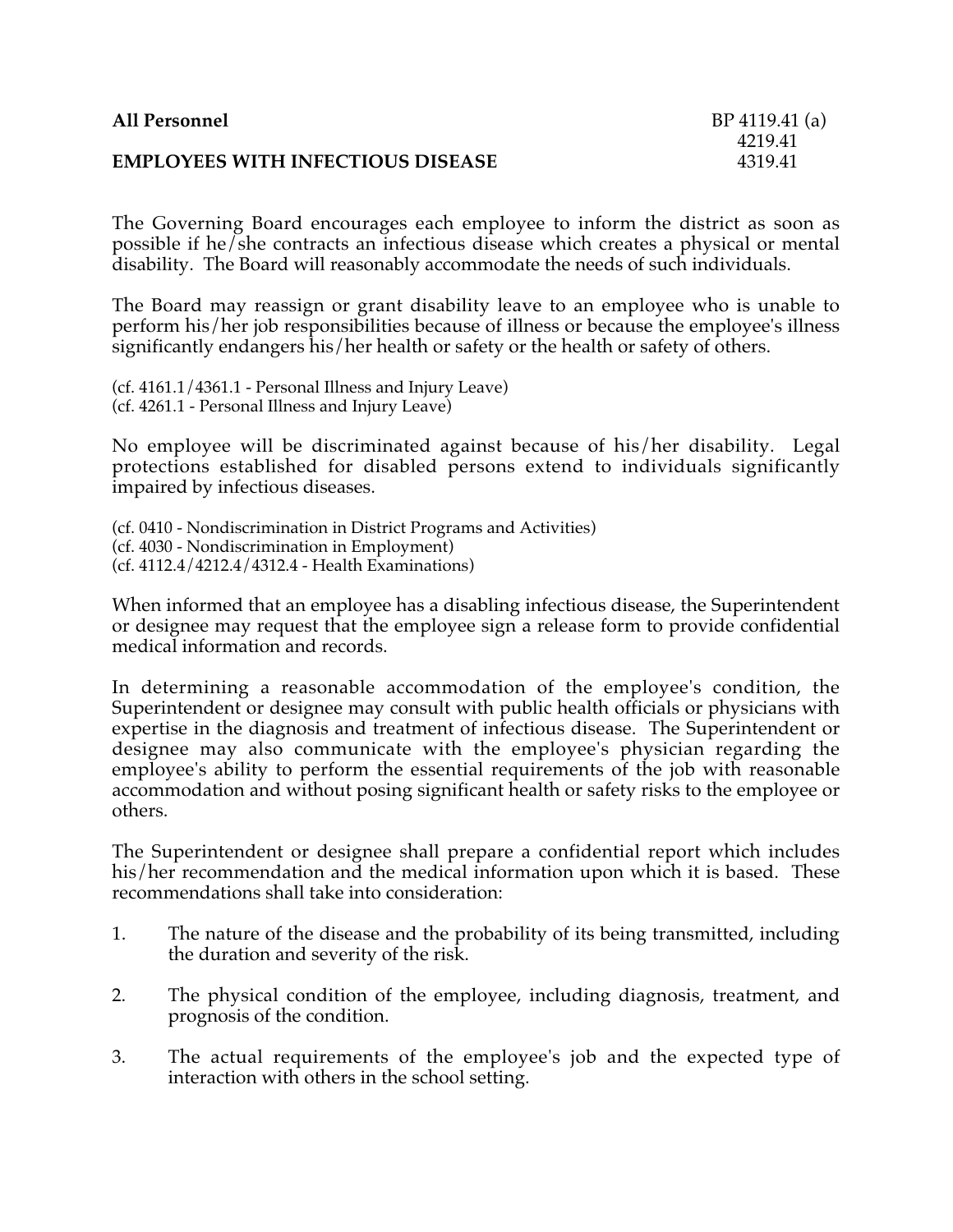**All Personnel** BP 4119.41 (a)
4219.41
4319.41

**EMPLOYEES WITH INFECTIOUS DISEASE**

The Governing Board encourages each employee to inform the district as soon as possible if he/she contracts an infectious disease which creates a physical or mental disability. The Board will reasonably accommodate the needs of such individuals.

The Board may reassign or grant disability leave to an employee who is unable to perform his/her job responsibilities because of illness or because the employee's illness significantly endangers his/her health or safety or the health or safety of others.

(cf. 4161.1/4361.1 - Personal Illness and Injury Leave)
(cf. 4261.1 - Personal Illness and Injury Leave)

No employee will be discriminated against because of his/her disability. Legal protections established for disabled persons extend to individuals significantly impaired by infectious diseases.

(cf. 0410 - Nondiscrimination in District Programs and Activities)
(cf. 4030 - Nondiscrimination in Employment)
(cf. 4112.4/4212.4/4312.4 - Health Examinations)

When informed that an employee has a disabling infectious disease, the Superintendent or designee may request that the employee sign a release form to provide confidential medical information and records.

In determining a reasonable accommodation of the employee's condition, the Superintendent or designee may consult with public health officials or physicians with expertise in the diagnosis and treatment of infectious disease. The Superintendent or designee may also communicate with the employee's physician regarding the employee's ability to perform the essential requirements of the job with reasonable accommodation and without posing significant health or safety risks to the employee or others.

The Superintendent or designee shall prepare a confidential report which includes his/her recommendation and the medical information upon which it is based. These recommendations shall take into consideration:

1. The nature of the disease and the probability of its being transmitted, including the duration and severity of the risk.

2. The physical condition of the employee, including diagnosis, treatment, and prognosis of the condition.

3. The actual requirements of the employee's job and the expected type of interaction with others in the school setting.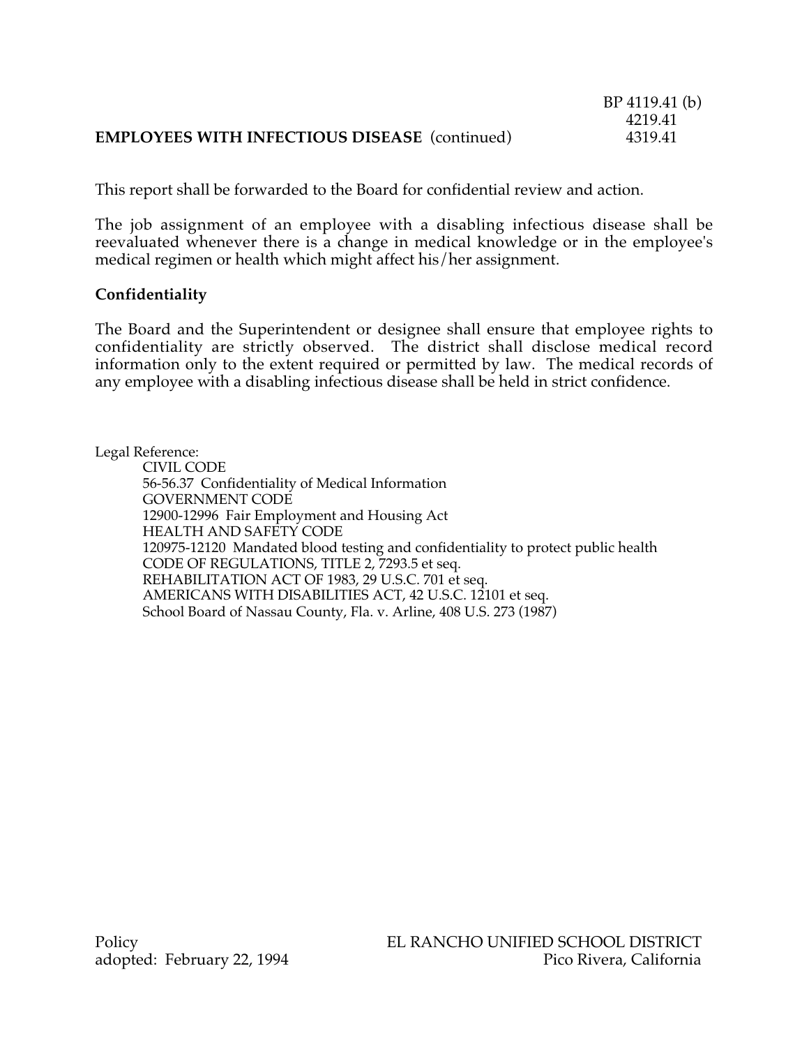This report shall be forwarded to the Board for confidential review and action.

The job assignment of an employee with a disabling infectious disease shall be reevaluated whenever there is a change in medical knowledge or in the employee's medical regimen or health which might affect his/her assignment.

**Confidentiality**

The Board and the Superintendent or designee shall ensure that employee rights to confidentiality are strictly observed. The district shall disclose medical record information only to the extent required or permitted by law. The medical records of any employee with a disabling infectious disease shall be held in strict confidence.

Legal Reference:

CIVIL CODE
56-56.37 Confidentiality of Medical Information
GOVERNMENT CODE
12900-12996 Fair Employment and Housing Act
HEALTH AND SAFETY CODE
120975-12120 Mandated blood testing and confidentiality to protect public health
CODE OF REGULATIONS, TITLE 2, 7293.5 et seq.
REHABILITATION ACT OF 1983, 29 U.S.C. 701 et seq.
AMERICANS WITH DISABILITIES ACT, 42 U.S.C. 12101 et seq.
School Board of Nassau County, Fla. v. Arline, 408 U.S. 273 (1987)

Policy
adopted: February 22, 1994

EL RANCHO UNIFIED SCHOOL DISTRICT
Pico Rivera, California